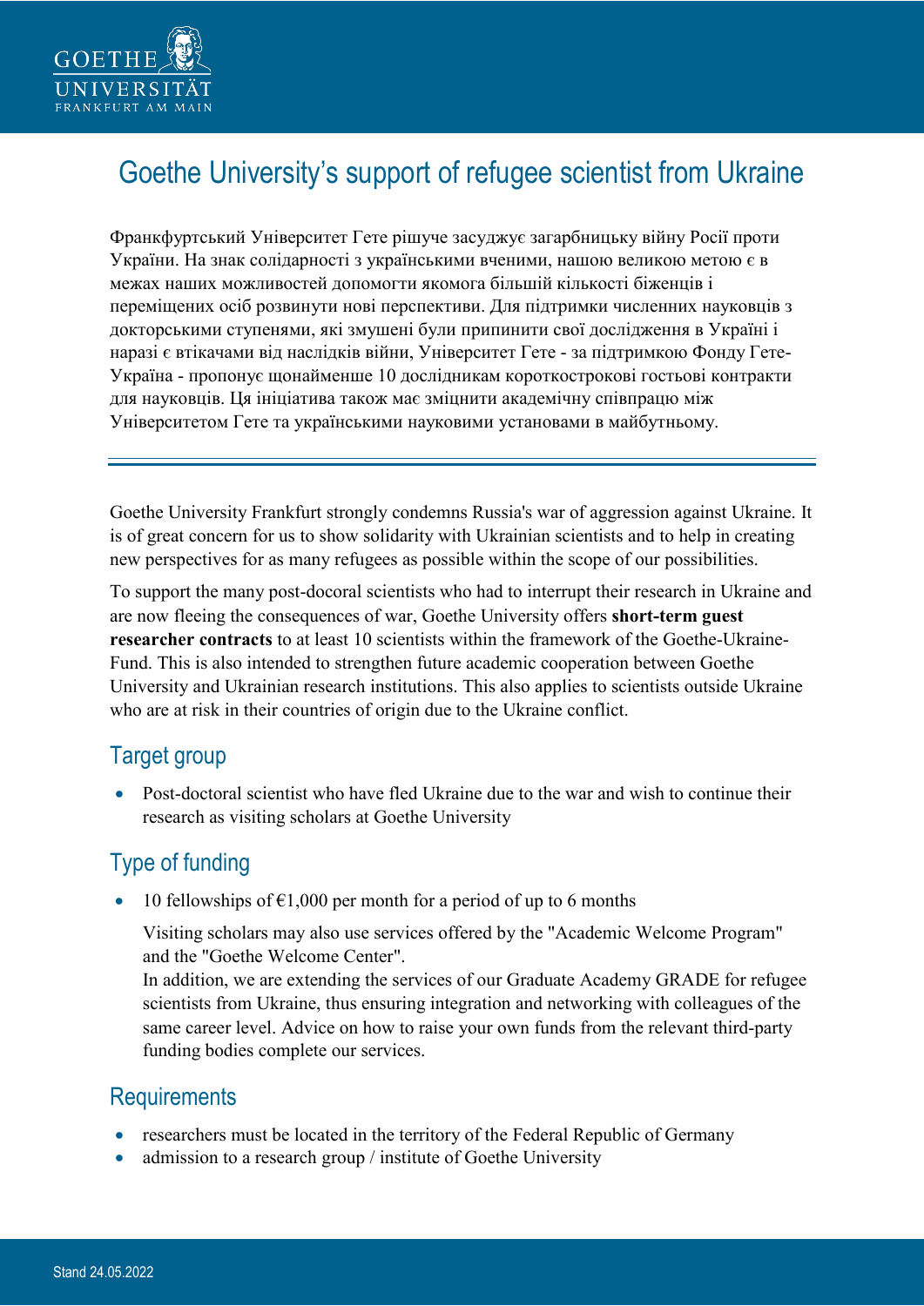# Goethe University's support of refugee scientist from Ukraine

Франкфуртський Університет Гете рішуче засуджує загарбницьку війну Росії проти України. На знак солідарності з українськими вченими, нашою великою метою є в межах наших можливостей допомогти якомога більшій кількості біженців і переміщених осіб розвинути нові перспективи. Для підтримки численних науковців з докторськими ступенями, які змушені були припинити свої дослідження в Україні і наразі є втікачами від наслідків війни, Університет Гете - за підтримкою Фонду Гете-Україна - пропонує щонайменше 10 дослідникам короткострокові гостьові контракти для науковців. Ця ініціатива також має зміцнити академічну співпрацю між Університетом Гете та українськими науковими установами в майбутньому.

---

Goethe University Frankfurt strongly condemns Russia's war of aggression against Ukraine. It is of great concern for us to show solidarity with Ukrainian scientists and to help in creating new perspectives for as many refugees as possible within the scope of our possibilities.

To support the many post-docoral scientists who had to interrupt their research in Ukraine and are now fleeing the consequences of war, Goethe University offers **short-term guest researcher contracts** to at least 10 scientists within the framework of the Goethe-Ukraine-Fund. This is also intended to strengthen future academic cooperation between Goethe University and Ukrainian research institutions. This also applies to scientists outside Ukraine who are at risk in their countries of origin due to the Ukraine conflict.

## Target group

- Post-doctoral scientist who have fled Ukraine due to the war and wish to continue their research as visiting scholars at Goethe University

## Type of funding

- 10 fellowships of €1,000 per month for a period of up to 6 months

  Visiting scholars may also use services offered by the "Academic Welcome Program" and the "Goethe Welcome Center".
  In addition, we are extending the services of our Graduate Academy GRADE for refugee scientists from Ukraine, thus ensuring integration and networking with colleagues of the same career level. Advice on how to raise your own funds from the relevant third-party funding bodies complete our services.

## Requirements

- researchers must be located in the territory of the Federal Republic of Germany
- admission to a research group / institute of Goethe University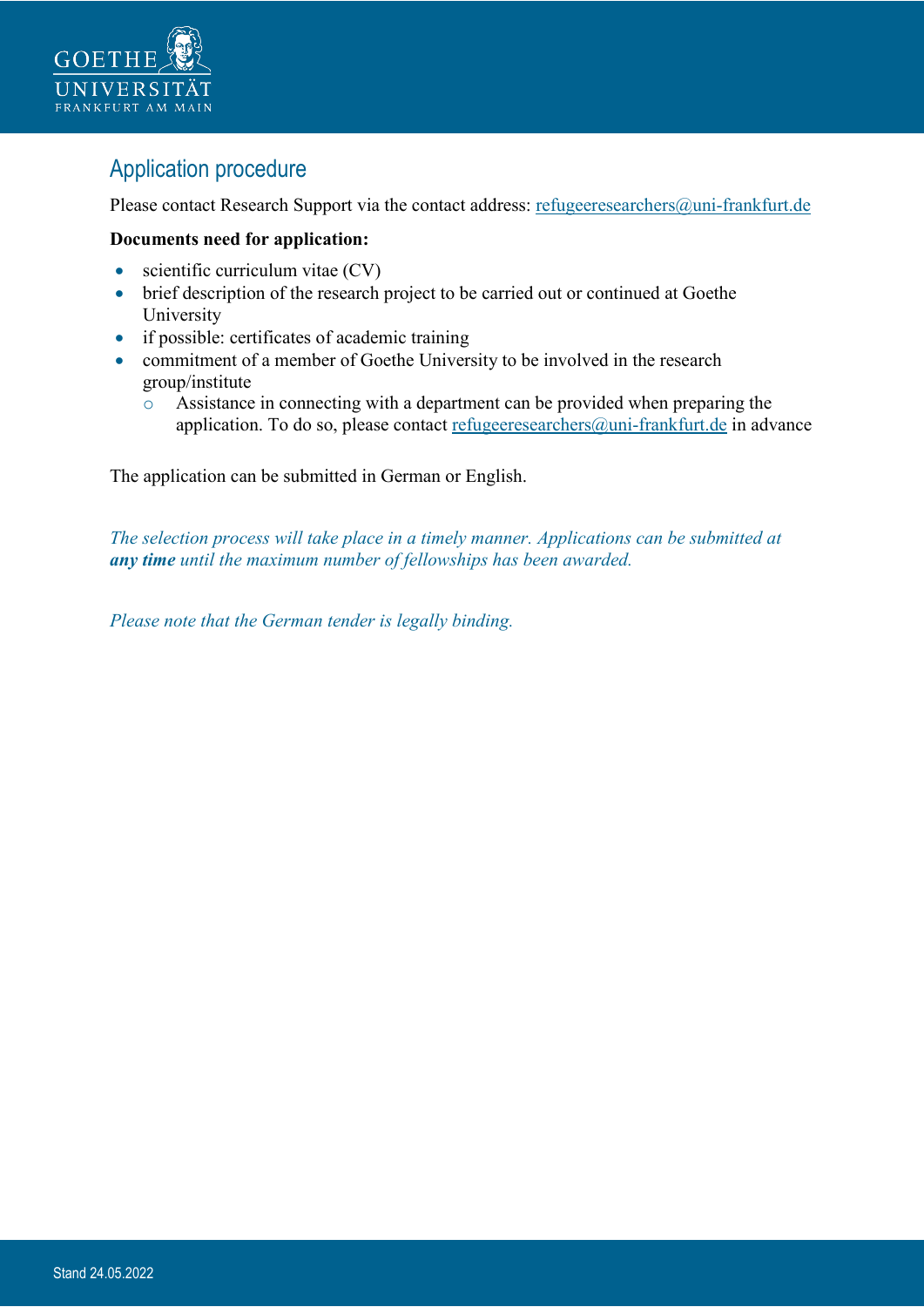## Application procedure

Please contact Research Support via the contact address: refugeeresearchers@uni-frankfurt.de

**Documents need for application:**

- scientific curriculum vitae (CV)
- brief description of the research project to be carried out or continued at Goethe University
- if possible: certificates of academic training
- commitment of a member of Goethe University to be involved in the research group/institute
  - Assistance in connecting with a department can be provided when preparing the application. To do so, please contact refugeeresearchers@uni-frankfurt.de in advance

The application can be submitted in German or English.

*The selection process will take place in a timely manner. Applications can be submitted at **any time** until the maximum number of fellowships has been awarded.*

*Please note that the German tender is legally binding.*

Stand 24.05.2022